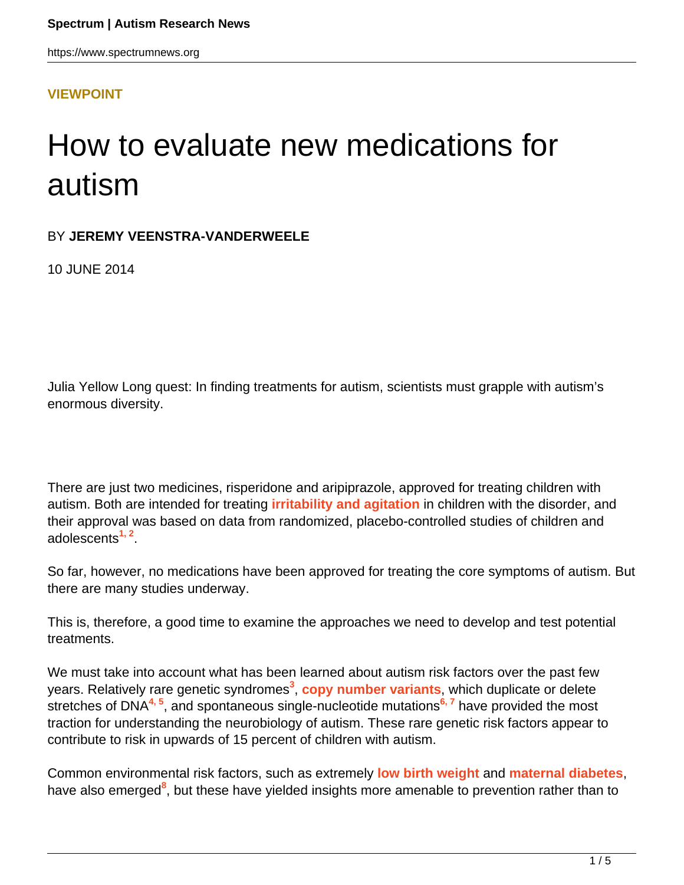**VIEWPOINT**

# How to evaluate new medications for autism

BY **JEREMY VEENSTRA-VANDERWEELE**

10 JUNE 2014

Julia Yellow Long quest: In finding treatments for autism, scientists must grapple with autism's enormous diversity.

There are just two medicines, risperidone and aripiprazole, approved for treating children with autism. Both are intended for treating **irritability and agitation** in children with the disorder, and their approval was based on data from randomized, placebo-controlled studies of children and adolescents[1, 2].

So far, however, no medications have been approved for treating the core symptoms of autism. But there are many studies underway.

This is, therefore, a good time to examine the approaches we need to develop and test potential treatments.

We must take into account what has been learned about autism risk factors over the past few years. Relatively rare genetic syndromes[3], **copy number variants**, which duplicate or delete stretches of DNA[4, 5], and spontaneous single-nucleotide mutations[6, 7] have provided the most traction for understanding the neurobiology of autism. These rare genetic risk factors appear to contribute to risk in upwards of 15 percent of children with autism.

Common environmental risk factors, such as extremely **low birth weight** and **maternal diabetes**, have also emerged[8], but these have yielded insights more amenable to prevention rather than to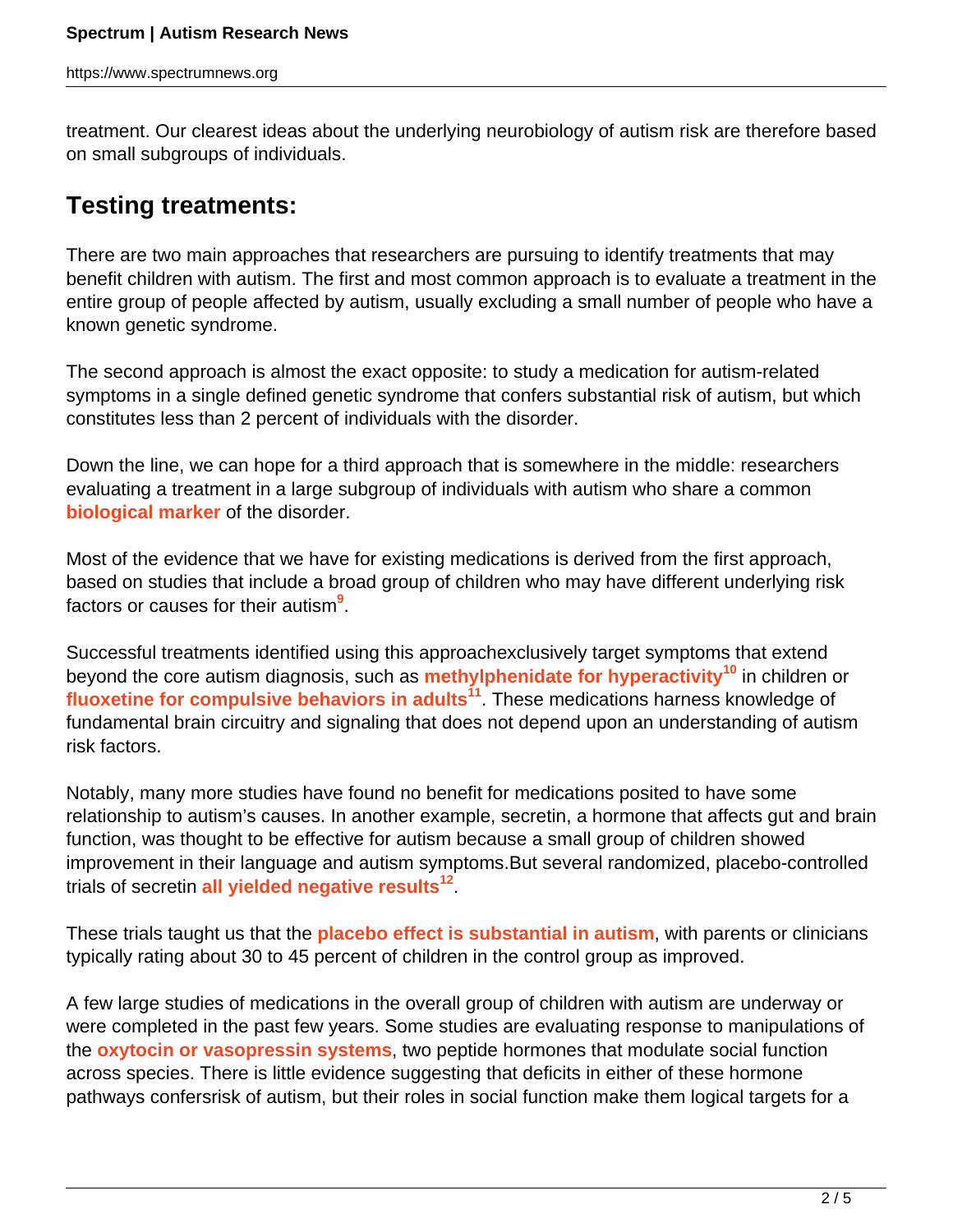treatment. Our clearest ideas about the underlying neurobiology of autism risk are therefore based on small subgroups of individuals.

## Testing treatments:

There are two main approaches that researchers are pursuing to identify treatments that may benefit children with autism. The first and most common approach is to evaluate a treatment in the entire group of people affected by autism, usually excluding a small number of people who have a known genetic syndrome.

The second approach is almost the exact opposite: to study a medication for autism-related symptoms in a single defined genetic syndrome that confers substantial risk of autism, but which constitutes less than 2 percent of individuals with the disorder.

Down the line, we can hope for a third approach that is somewhere in the middle: researchers evaluating a treatment in a large subgroup of individuals with autism who share a common **biological marker** of the disorder.

Most of the evidence that we have for existing medications is derived from the first approach, based on studies that include a broad group of children who may have different underlying risk factors or causes for their autism[9].

Successful treatments identified using this approachexclusively target symptoms that extend beyond the core autism diagnosis, such as **methylphenidate for hyperactivity**[10] in children or **fluoxetine for compulsive behaviors in adults**[11]. These medications harness knowledge of fundamental brain circuitry and signaling that does not depend upon an understanding of autism risk factors.

Notably, many more studies have found no benefit for medications posited to have some relationship to autism's causes. In another example, secretin, a hormone that affects gut and brain function, was thought to be effective for autism because a small group of children showed improvement in their language and autism symptoms.But several randomized, placebo-controlled trials of secretin **all yielded negative results**[12].

These trials taught us that the **placebo effect is substantial in autism**, with parents or clinicians typically rating about 30 to 45 percent of children in the control group as improved.

A few large studies of medications in the overall group of children with autism are underway or were completed in the past few years. Some studies are evaluating response to manipulations of the **oxytocin or vasopressin systems**, two peptide hormones that modulate social function across species. There is little evidence suggesting that deficits in either of these hormone pathways confersrisk of autism, but their roles in social function make them logical targets for a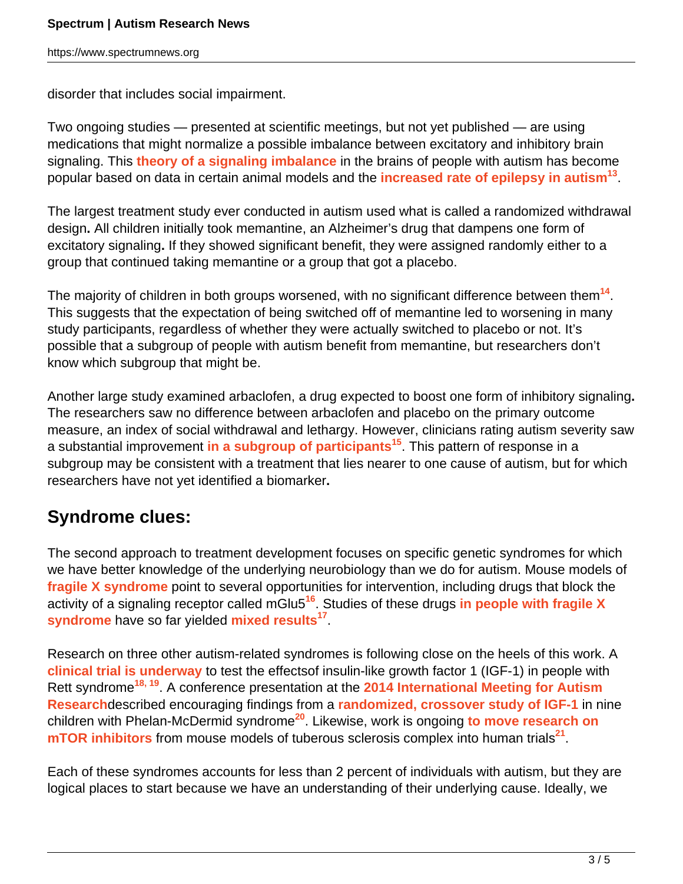disorder that includes social impairment.

Two ongoing studies — presented at scientific meetings, but not yet published — are using medications that might normalize a possible imbalance between excitatory and inhibitory brain signaling. This **theory of a signaling imbalance** in the brains of people with autism has become popular based on data in certain animal models and the **increased rate of epilepsy in autism**[13].

The largest treatment study ever conducted in autism used what is called a randomized withdrawal design**.** All children initially took memantine, an Alzheimer's drug that dampens one form of excitatory signaling**.** If they showed significant benefit, they were assigned randomly either to a group that continued taking memantine or a group that got a placebo.

The majority of children in both groups worsened, with no significant difference between them[14]. This suggests that the expectation of being switched off of memantine led to worsening in many study participants, regardless of whether they were actually switched to placebo or not. It's possible that a subgroup of people with autism benefit from memantine, but researchers don't know which subgroup that might be.

Another large study examined arbaclofen, a drug expected to boost one form of inhibitory signaling**.** The researchers saw no difference between arbaclofen and placebo on the primary outcome measure, an index of social withdrawal and lethargy. However, clinicians rating autism severity saw a substantial improvement **in a subgroup of participants**[15]. This pattern of response in a subgroup may be consistent with a treatment that lies nearer to one cause of autism, but for which researchers have not yet identified a biomarker**.**

## Syndrome clues:

The second approach to treatment development focuses on specific genetic syndromes for which we have better knowledge of the underlying neurobiology than we do for autism. Mouse models of **fragile X syndrome** point to several opportunities for intervention, including drugs that block the activity of a signaling receptor called mGlu5[16]. Studies of these drugs **in people with fragile X syndrome** have so far yielded **mixed results**[17].

Research on three other autism-related syndromes is following close on the heels of this work. A **clinical trial is underway** to test the effectsof insulin-like growth factor 1 (IGF-1) in people with Rett syndrome[18, 19]. A conference presentation at the **2014 International Meeting for Autism Research**described encouraging findings from a **randomized, crossover study of IGF-1** in nine children with Phelan-McDermid syndrome[20]. Likewise, work is ongoing **to move research on mTOR inhibitors** from mouse models of tuberous sclerosis complex into human trials[21].

Each of these syndromes accounts for less than 2 percent of individuals with autism, but they are logical places to start because we have an understanding of their underlying cause. Ideally, we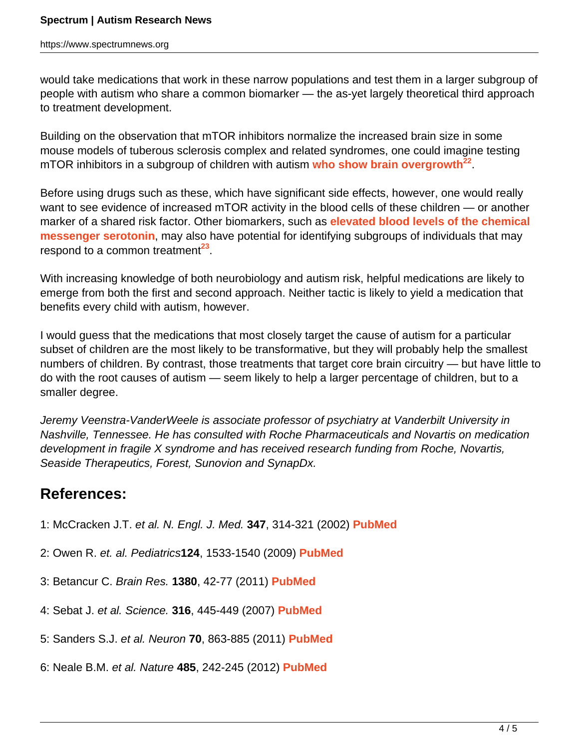would take medications that work in these narrow populations and test them in a larger subgroup of people with autism who share a common biomarker — the as-yet largely theoretical third approach to treatment development.

Building on the observation that mTOR inhibitors normalize the increased brain size in some mouse models of tuberous sclerosis complex and related syndromes, one could imagine testing mTOR inhibitors in a subgroup of children with autism **who show brain overgrowth**[22].

Before using drugs such as these, which have significant side effects, however, one would really want to see evidence of increased mTOR activity in the blood cells of these children — or another marker of a shared risk factor. Other biomarkers, such as **elevated blood levels of the chemical messenger serotonin**, may also have potential for identifying subgroups of individuals that may respond to a common treatment[23].

With increasing knowledge of both neurobiology and autism risk, helpful medications are likely to emerge from both the first and second approach. Neither tactic is likely to yield a medication that benefits every child with autism, however.

I would guess that the medications that most closely target the cause of autism for a particular subset of children are the most likely to be transformative, but they will probably help the smallest numbers of children. By contrast, those treatments that target core brain circuitry — but have little to do with the root causes of autism — seem likely to help a larger percentage of children, but to a smaller degree.

*Jeremy Veenstra-VanderWeele is associate professor of psychiatry at Vanderbilt University in Nashville, Tennessee. He has consulted with Roche Pharmaceuticals and Novartis on medication development in fragile X syndrome and has received research funding from Roche, Novartis, Seaside Therapeutics, Forest, Sunovion and SynapDx.*

## References:

1: McCracken J.T. *et al. N. Engl. J. Med.* **347**, 314-321 (2002) **PubMed**

2: Owen R. *et. al. Pediatrics***124**, 1533-1540 (2009) **PubMed**

3: Betancur C. *Brain Res.* **1380**, 42-77 (2011) **PubMed**

4: Sebat J. *et al. Science.* **316**, 445-449 (2007) **PubMed**

5: Sanders S.J. *et al. Neuron* **70**, 863-885 (2011) **PubMed**

6: Neale B.M. *et al. Nature* **485**, 242-245 (2012) **PubMed**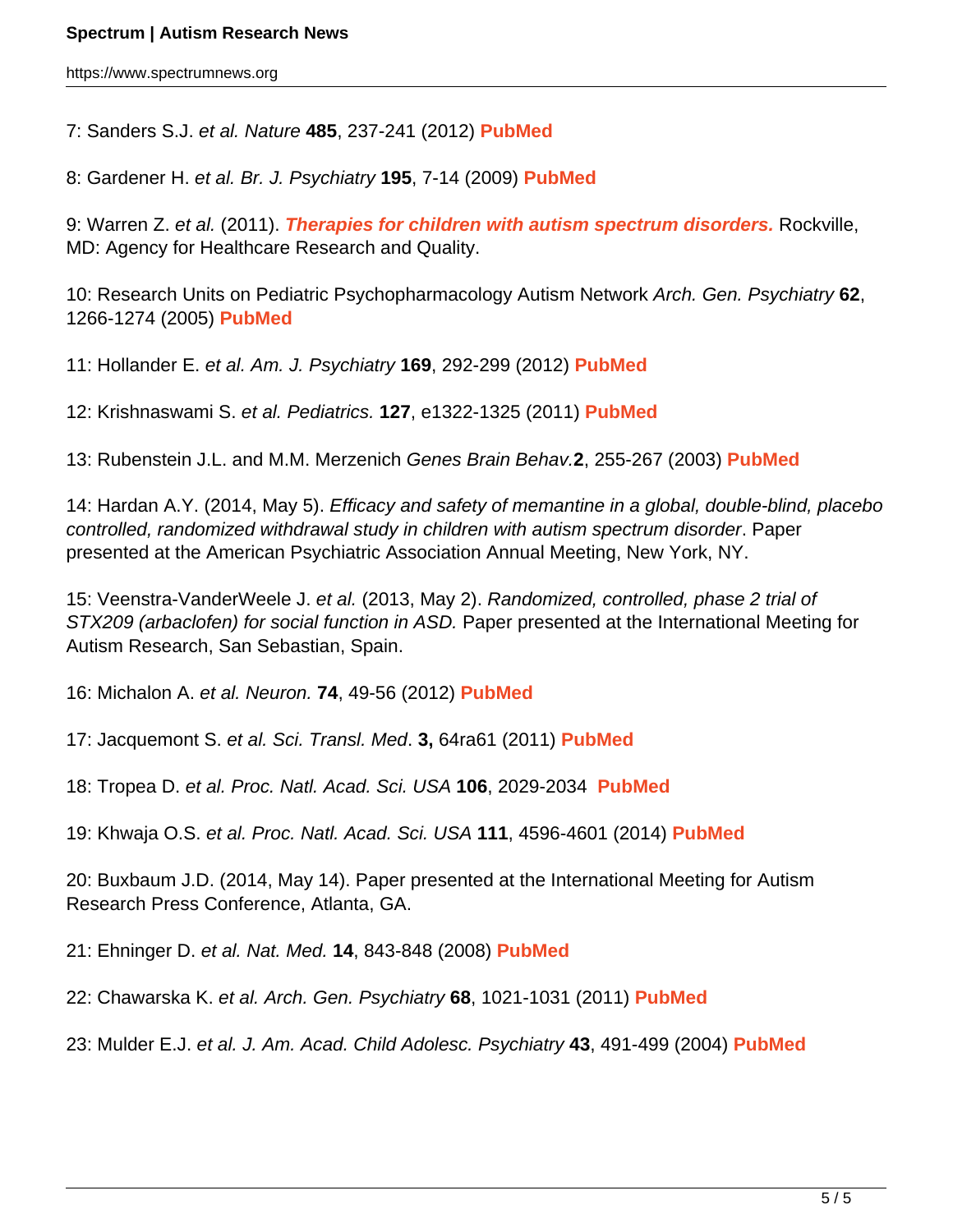7: Sanders S.J. *et al. Nature* **485**, 237-241 (2012) **PubMed**

8: Gardener H. *et al. Br. J. Psychiatry* **195**, 7-14 (2009) **PubMed**

9: Warren Z. *et al.* (2011). ***Therapies for children with autism spectrum disorders.*** Rockville, MD: Agency for Healthcare Research and Quality.

10: Research Units on Pediatric Psychopharmacology Autism Network *Arch. Gen. Psychiatry* **62**, 1266-1274 (2005) **PubMed**

11: Hollander E. *et al. Am. J. Psychiatry* **169**, 292-299 (2012) **PubMed**

12: Krishnaswami S. *et al. Pediatrics.* **127**, e1322-1325 (2011) **PubMed**

13: Rubenstein J.L. and M.M. Merzenich *Genes Brain Behav.* **2**, 255-267 (2003) **PubMed**

14: Hardan A.Y. (2014, May 5). *Efficacy and safety of memantine in a global, double-blind, placebo controlled, randomized withdrawal study in children with autism spectrum disorder*. Paper presented at the American Psychiatric Association Annual Meeting, New York, NY.

15: Veenstra-VanderWeele J. *et al.* (2013, May 2). *Randomized, controlled, phase 2 trial of STX209 (arbaclofen) for social function in ASD.* Paper presented at the International Meeting for Autism Research, San Sebastian, Spain.

16: Michalon A. *et al. Neuron.* **74**, 49-56 (2012) **PubMed**

17: Jacquemont S. *et al. Sci. Transl. Med*. **3,** 64ra61 (2011) **PubMed**

18: Tropea D. *et al. Proc. Natl. Acad. Sci. USA* **106**, 2029-2034 **PubMed**

19: Khwaja O.S. *et al. Proc. Natl. Acad. Sci. USA* **111**, 4596-4601 (2014) **PubMed**

20: Buxbaum J.D. (2014, May 14). Paper presented at the International Meeting for Autism Research Press Conference, Atlanta, GA.

21: Ehninger D. *et al. Nat. Med.* **14**, 843-848 (2008) **PubMed**

22: Chawarska K. *et al. Arch. Gen. Psychiatry* **68**, 1021-1031 (2011) **PubMed**

23: Mulder E.J. *et al. J. Am. Acad. Child Adolesc. Psychiatry* **43**, 491-499 (2004) **PubMed**